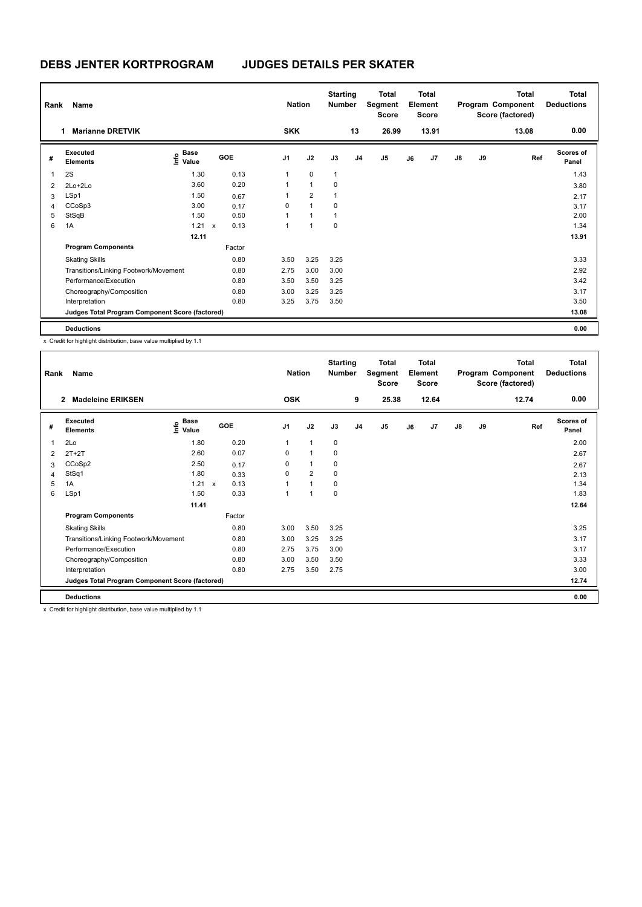# DEBS JENTER KORTPROGRAM    JUDGES DETAILS PER SKATER

| Rank | Name | Nation | Starting Number | Total Segment Score | Total Element Score | Total Program Component Score (factored) | Total Deductions |
|---|---|---|---|---|---|---|---|
| 1 | Marianne DRETVIK | SKK | 13 | 26.99 | 13.91 | 13.08 | 0.00 |

| # | Executed Elements | Info | Base Value | | GOE | J1 | J2 | J3 | J4 | J5 | J6 | J7 | J8 | J9 | Ref | Scores of Panel |
|---|---|---|---|---|---|---|---|---|---|---|---|---|---|---|---|---|
| 1 | 2S | | 1.30 | | 0.13 | 1 | 0 | 1 | | | | | | | | 1.43 |
| 2 | 2Lo+2Lo | | 3.60 | | 0.20 | 1 | 1 | 0 | | | | | | | | 3.80 |
| 3 | LSp1 | | 1.50 | | 0.67 | 1 | 2 | 1 | | | | | | | | 2.17 |
| 4 | CCoSp3 | | 3.00 | | 0.17 | 0 | 1 | 0 | | | | | | | | 3.17 |
| 5 | StSqB | | 1.50 | | 0.50 | 1 | 1 | 1 | | | | | | | | 2.00 |
| 6 | 1A | | 1.21 | x | 0.13 | 1 | 1 | 0 | | | | | | | | 1.34 |
| | | | 12.11 | | | | | | | | | | | | | 13.91 |
| | **Program Components** | | | | Factor | | | | | | | | | | | |
| | Skating Skills | | | | 0.80 | 3.50 | 3.25 | 3.25 | | | | | | | | 3.33 |
| | Transitions/Linking Footwork/Movement | | | | 0.80 | 2.75 | 3.00 | 3.00 | | | | | | | | 2.92 |
| | Performance/Execution | | | | 0.80 | 3.50 | 3.50 | 3.25 | | | | | | | | 3.42 |
| | Choreography/Composition | | | | 0.80 | 3.00 | 3.25 | 3.25 | | | | | | | | 3.17 |
| | Interpretation | | | | 0.80 | 3.25 | 3.75 | 3.50 | | | | | | | | 3.50 |
| | **Judges Total Program Component Score (factored)** | | | | | | | | | | | | | | | 13.08 |
| | **Deductions** | | | | | | | | | | | | | | | 0.00 |

x Credit for highlight distribution, base value multiplied by 1.1

| Rank | Name | Nation | Starting Number | Total Segment Score | Total Element Score | Total Program Component Score (factored) | Total Deductions |
|---|---|---|---|---|---|---|---|
| 2 | Madeleine ERIKSEN | OSK | 9 | 25.38 | 12.64 | 12.74 | 0.00 |

| # | Executed Elements | Info | Base Value | | GOE | J1 | J2 | J3 | J4 | J5 | J6 | J7 | J8 | J9 | Ref | Scores of Panel |
|---|---|---|---|---|---|---|---|---|---|---|---|---|---|---|---|---|
| 1 | 2Lo | | 1.80 | | 0.20 | 1 | 1 | 0 | | | | | | | | 2.00 |
| 2 | 2T+2T | | 2.60 | | 0.07 | 0 | 1 | 0 | | | | | | | | 2.67 |
| 3 | CCoSp2 | | 2.50 | | 0.17 | 0 | 1 | 0 | | | | | | | | 2.67 |
| 4 | StSq1 | | 1.80 | | 0.33 | 0 | 2 | 0 | | | | | | | | 2.13 |
| 5 | 1A | | 1.21 | x | 0.13 | 1 | 1 | 0 | | | | | | | | 1.34 |
| 6 | LSp1 | | 1.50 | | 0.33 | 1 | 1 | 0 | | | | | | | | 1.83 |
| | | | 11.41 | | | | | | | | | | | | | 12.64 |
| | **Program Components** | | | | Factor | | | | | | | | | | | |
| | Skating Skills | | | | 0.80 | 3.00 | 3.50 | 3.25 | | | | | | | | 3.25 |
| | Transitions/Linking Footwork/Movement | | | | 0.80 | 3.00 | 3.25 | 3.25 | | | | | | | | 3.17 |
| | Performance/Execution | | | | 0.80 | 2.75 | 3.75 | 3.00 | | | | | | | | 3.17 |
| | Choreography/Composition | | | | 0.80 | 3.00 | 3.50 | 3.50 | | | | | | | | 3.33 |
| | Interpretation | | | | 0.80 | 2.75 | 3.50 | 2.75 | | | | | | | | 3.00 |
| | **Judges Total Program Component Score (factored)** | | | | | | | | | | | | | | | 12.74 |
| | **Deductions** | | | | | | | | | | | | | | | 0.00 |

x Credit for highlight distribution, base value multiplied by 1.1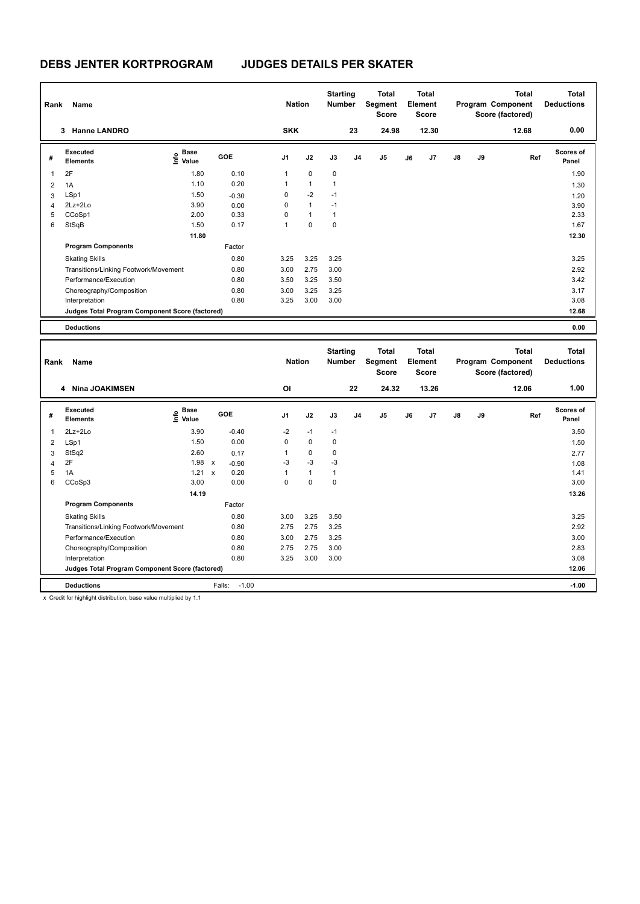# DEBS JENTER KORTPROGRAM JUDGES DETAILS PER SKATER

| Rank | Name | Nation | Starting Number | Total Segment Score | Total Element Score | Total Program Component Score (factored) | Total Deductions |
|---|---|---|---|---|---|---|---|
| 3 | Hanne LANDRO | SKK | 23 | 24.98 | 12.30 | 12.68 | 0.00 |

| # | Executed Elements | Info | Base Value | GOE | J1 | J2 | J3 | J4 | J5 | J6 | J7 | J8 | J9 | Ref | Scores of Panel |
|---|---|---|---|---|---|---|---|---|---|---|---|---|---|---|---|
| 1 | 2F | | 1.80 | 0.10 | 1 | 0 | 0 | | | | | | | | 1.90 |
| 2 | 1A | | 1.10 | 0.20 | 1 | 1 | 1 | | | | | | | | 1.30 |
| 3 | LSp1 | | 1.50 | -0.30 | 0 | -2 | -1 | | | | | | | | 1.20 |
| 4 | 2Lz+2Lo | | 3.90 | 0.00 | 0 | 1 | -1 | | | | | | | | 3.90 |
| 5 | CCoSp1 | | 2.00 | 0.33 | 0 | 1 | 1 | | | | | | | | 2.33 |
| 6 | StSqB | | 1.50 | 0.17 | 1 | 0 | 0 | | | | | | | | 1.67 |
| | | | 11.80 | | | | | | | | | | | | 12.30 |
| | **Program Components** | | | Factor | | | | | | | | | | | |
| | Skating Skills | | | 0.80 | 3.25 | 3.25 | 3.25 | | | | | | | | 3.25 |
| | Transitions/Linking Footwork/Movement | | | 0.80 | 3.00 | 2.75 | 3.00 | | | | | | | | 2.92 |
| | Performance/Execution | | | 0.80 | 3.50 | 3.25 | 3.50 | | | | | | | | 3.42 |
| | Choreography/Composition | | | 0.80 | 3.00 | 3.25 | 3.25 | | | | | | | | 3.17 |
| | Interpretation | | | 0.80 | 3.25 | 3.00 | 3.00 | | | | | | | | 3.08 |
| | **Judges Total Program Component Score (factored)** | | | | | | | | | | | | | | 12.68 |
| | **Deductions** | | | | | | | | | | | | | | 0.00 |

| Rank | Name | Nation | Starting Number | Total Segment Score | Total Element Score | Total Program Component Score (factored) | Total Deductions |
|---|---|---|---|---|---|---|---|
| 4 | Nina JOAKIMSEN | OI | 22 | 24.32 | 13.26 | 12.06 | 1.00 |

| # | Executed Elements | Info | Base Value | GOE | J1 | J2 | J3 | J4 | J5 | J6 | J7 | J8 | J9 | Ref | Scores of Panel |
|---|---|---|---|---|---|---|---|---|---|---|---|---|---|---|---|
| 1 | 2Lz+2Lo | | 3.90 | -0.40 | -2 | -1 | -1 | | | | | | | | 3.50 |
| 2 | LSp1 | | 1.50 | 0.00 | 0 | 0 | 0 | | | | | | | | 1.50 |
| 3 | StSq2 | | 2.60 | 0.17 | 1 | 0 | 0 | | | | | | | | 2.77 |
| 4 | 2F | | 1.98 x | -0.90 | -3 | -3 | -3 | | | | | | | | 1.08 |
| 5 | 1A | | 1.21 x | 0.20 | 1 | 1 | 1 | | | | | | | | 1.41 |
| 6 | CCoSp3 | | 3.00 | 0.00 | 0 | 0 | 0 | | | | | | | | 3.00 |
| | | | 14.19 | | | | | | | | | | | | 13.26 |
| | **Program Components** | | | Factor | | | | | | | | | | | |
| | Skating Skills | | | 0.80 | 3.00 | 3.25 | 3.50 | | | | | | | | 3.25 |
| | Transitions/Linking Footwork/Movement | | | 0.80 | 2.75 | 2.75 | 3.25 | | | | | | | | 2.92 |
| | Performance/Execution | | | 0.80 | 3.00 | 2.75 | 3.25 | | | | | | | | 3.00 |
| | Choreography/Composition | | | 0.80 | 2.75 | 2.75 | 3.00 | | | | | | | | 2.83 |
| | Interpretation | | | 0.80 | 3.25 | 3.00 | 3.00 | | | | | | | | 3.08 |
| | **Judges Total Program Component Score (factored)** | | | | | | | | | | | | | | 12.06 |
| | **Deductions** | | | Falls: -1.00 | | | | | | | | | | | -1.00 |

x Credit for highlight distribution, base value multiplied by 1.1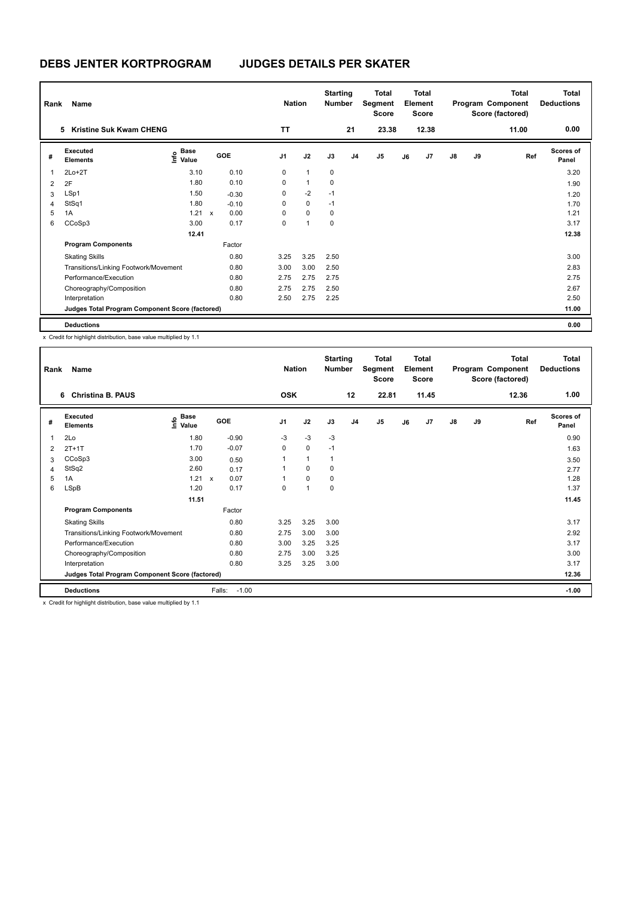# DEBS JENTER KORTPROGRAM JUDGES DETAILS PER SKATER

| Rank | Name | Nation | Starting Number | Total Segment Score | Total Element Score | Total Program Component Score (factored) | Total Deductions |
|---|---|---|---|---|---|---|---|
| 5 | Kristine Suk Kwam CHENG | TT | 21 | 23.38 | 12.38 | 11.00 | 0.00 |

| # | Executed Elements | Info | Base Value | | GOE | J1 | J2 | J3 | J4 | J5 | J6 | J7 | J8 | J9 | Ref | Scores of Panel |
|---|---|---|---|---|---|---|---|---|---|---|---|---|---|---|---|---|
| 1 | 2Lo+2T | | 3.10 | | 0.10 | 0 | 1 | 0 | | | | | | | | 3.20 |
| 2 | 2F | | 1.80 | | 0.10 | 0 | 1 | 0 | | | | | | | | 1.90 |
| 3 | LSp1 | | 1.50 | | -0.30 | 0 | -2 | -1 | | | | | | | | 1.20 |
| 4 | StSq1 | | 1.80 | | -0.10 | 0 | 0 | -1 | | | | | | | | 1.70 |
| 5 | 1A | | 1.21 | x | 0.00 | 0 | 0 | 0 | | | | | | | | 1.21 |
| 6 | CCoSp3 | | 3.00 | | 0.17 | 0 | 1 | 0 | | | | | | | | 3.17 |
| | | | 12.41 | | | | | | | | | | | | | 12.38 |
| | **Program Components** | | | | Factor | | | | | | | | | | | |
| | Skating Skills | | | | 0.80 | 3.25 | 3.25 | 2.50 | | | | | | | | 3.00 |
| | Transitions/Linking Footwork/Movement | | | | 0.80 | 3.00 | 3.00 | 2.50 | | | | | | | | 2.83 |
| | Performance/Execution | | | | 0.80 | 2.75 | 2.75 | 2.75 | | | | | | | | 2.75 |
| | Choreography/Composition | | | | 0.80 | 2.75 | 2.75 | 2.50 | | | | | | | | 2.67 |
| | Interpretation | | | | 0.80 | 2.50 | 2.75 | 2.25 | | | | | | | | 2.50 |
| | **Judges Total Program Component Score (factored)** | | | | | | | | | | | | | | | 11.00 |
| | **Deductions** | | | | | | | | | | | | | | | 0.00 |

x Credit for highlight distribution, base value multiplied by 1.1

| Rank | Name | Nation | Starting Number | Total Segment Score | Total Element Score | Total Program Component Score (factored) | Total Deductions |
|---|---|---|---|---|---|---|---|
| 6 | Christina B. PAUS | OSK | 12 | 22.81 | 11.45 | 12.36 | 1.00 |

| # | Executed Elements | Info | Base Value | | GOE | J1 | J2 | J3 | J4 | J5 | J6 | J7 | J8 | J9 | Ref | Scores of Panel |
|---|---|---|---|---|---|---|---|---|---|---|---|---|---|---|---|---|
| 1 | 2Lo | | 1.80 | | -0.90 | -3 | -3 | -3 | | | | | | | | 0.90 |
| 2 | 2T+1T | | 1.70 | | -0.07 | 0 | 0 | -1 | | | | | | | | 1.63 |
| 3 | CCoSp3 | | 3.00 | | 0.50 | 1 | 1 | 1 | | | | | | | | 3.50 |
| 4 | StSq2 | | 2.60 | | 0.17 | 1 | 0 | 0 | | | | | | | | 2.77 |
| 5 | 1A | | 1.21 | x | 0.07 | 1 | 0 | 0 | | | | | | | | 1.28 |
| 6 | LSpB | | 1.20 | | 0.17 | 0 | 1 | 0 | | | | | | | | 1.37 |
| | | | 11.51 | | | | | | | | | | | | | 11.45 |
| | **Program Components** | | | | Factor | | | | | | | | | | | |
| | Skating Skills | | | | 0.80 | 3.25 | 3.25 | 3.00 | | | | | | | | 3.17 |
| | Transitions/Linking Footwork/Movement | | | | 0.80 | 2.75 | 3.00 | 3.00 | | | | | | | | 2.92 |
| | Performance/Execution | | | | 0.80 | 3.00 | 3.25 | 3.25 | | | | | | | | 3.17 |
| | Choreography/Composition | | | | 0.80 | 2.75 | 3.00 | 3.25 | | | | | | | | 3.00 |
| | Interpretation | | | | 0.80 | 3.25 | 3.25 | 3.00 | | | | | | | | 3.17 |
| | **Judges Total Program Component Score (factored)** | | | | | | | | | | | | | | | 12.36 |
| | **Deductions** | | | Falls: | -1.00 | | | | | | | | | | | -1.00 |

x Credit for highlight distribution, base value multiplied by 1.1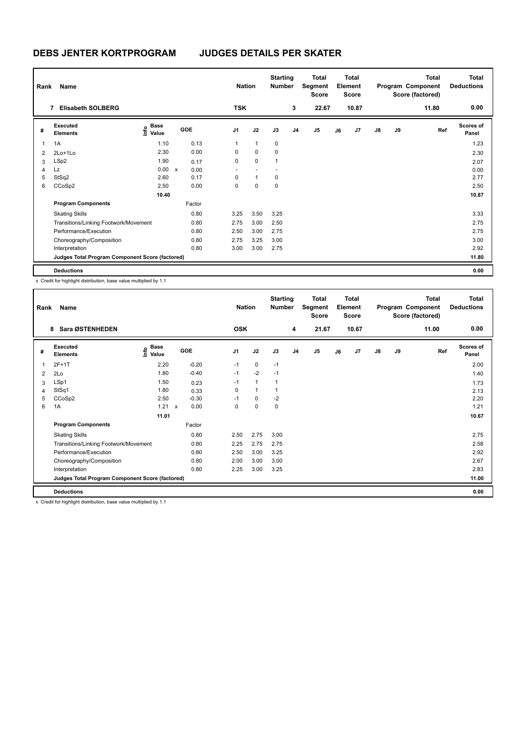# DEBS JENTER KORTPROGRAM JUDGES DETAILS PER SKATER

| Rank | Name | Nation | Starting Number | Total Segment Score | Total Element Score | Total Program Component Score (factored) | Total Deductions |
|---|---|---|---|---|---|---|---|
| 7 | Elisabeth SOLBERG | TSK | 3 | 22.67 | 10.87 | 11.80 | 0.00 |

| # | Executed Elements | Info | Base Value | | GOE | J1 | J2 | J3 | J4 | J5 | J6 | J7 | J8 | J9 | Ref | Scores of Panel |
|---|---|---|---|---|---|---|---|---|---|---|---|---|---|---|---|---|
| 1 | 1A | | 1.10 | | 0.13 | 1 | 1 | 0 | | | | | | | | 1.23 |
| 2 | 2Lo+1Lo | | 2.30 | | 0.00 | 0 | 0 | 0 | | | | | | | | 2.30 |
| 3 | LSp2 | | 1.90 | | 0.17 | 0 | 0 | 1 | | | | | | | | 2.07 |
| 4 | Lz | | 0.00 | x | 0.00 | - | - | - | | | | | | | | 0.00 |
| 5 | StSq2 | | 2.60 | | 0.17 | 0 | 1 | 0 | | | | | | | | 2.77 |
| 6 | CCoSp2 | | 2.50 | | 0.00 | 0 | 0 | 0 | | | | | | | | 2.50 |
| | | | 10.40 | | | | | | | | | | | | | 10.87 |
| | **Program Components** | | | | Factor | | | | | | | | | | | |
| | Skating Skills | | | | 0.80 | 3.25 | 3.50 | 3.25 | | | | | | | | 3.33 |
| | Transitions/Linking Footwork/Movement | | | | 0.80 | 2.75 | 3.00 | 2.50 | | | | | | | | 2.75 |
| | Performance/Execution | | | | 0.80 | 2.50 | 3.00 | 2.75 | | | | | | | | 2.75 |
| | Choreography/Composition | | | | 0.80 | 2.75 | 3.25 | 3.00 | | | | | | | | 3.00 |
| | Interpretation | | | | 0.80 | 3.00 | 3.00 | 2.75 | | | | | | | | 2.92 |
| | **Judges Total Program Component Score (factored)** | | | | | | | | | | | | | | | 11.80 |
| | **Deductions** | | | | | | | | | | | | | | | 0.00 |

x Credit for highlight distribution, base value multiplied by 1.1

| Rank | Name | Nation | Starting Number | Total Segment Score | Total Element Score | Total Program Component Score (factored) | Total Deductions |
|---|---|---|---|---|---|---|---|
| 8 | Sara ØSTENHEDEN | OSK | 4 | 21.67 | 10.67 | 11.00 | 0.00 |

| # | Executed Elements | Info | Base Value | | GOE | J1 | J2 | J3 | J4 | J5 | J6 | J7 | J8 | J9 | Ref | Scores of Panel |
|---|---|---|---|---|---|---|---|---|---|---|---|---|---|---|---|---|
| 1 | 2F+1T | | 2.20 | | -0.20 | -1 | 0 | -1 | | | | | | | | 2.00 |
| 2 | 2Lo | | 1.80 | | -0.40 | -1 | -2 | -1 | | | | | | | | 1.40 |
| 3 | LSp1 | | 1.50 | | 0.23 | -1 | 1 | 1 | | | | | | | | 1.73 |
| 4 | StSq1 | | 1.80 | | 0.33 | 0 | 1 | 1 | | | | | | | | 2.13 |
| 5 | CCoSp2 | | 2.50 | | -0.30 | -1 | 0 | -2 | | | | | | | | 2.20 |
| 6 | 1A | | 1.21 | x | 0.00 | 0 | 0 | 0 | | | | | | | | 1.21 |
| | | | 11.01 | | | | | | | | | | | | | 10.67 |
| | **Program Components** | | | | Factor | | | | | | | | | | | |
| | Skating Skills | | | | 0.80 | 2.50 | 2.75 | 3.00 | | | | | | | | 2.75 |
| | Transitions/Linking Footwork/Movement | | | | 0.80 | 2.25 | 2.75 | 2.75 | | | | | | | | 2.58 |
| | Performance/Execution | | | | 0.80 | 2.50 | 3.00 | 3.25 | | | | | | | | 2.92 |
| | Choreography/Composition | | | | 0.80 | 2.00 | 3.00 | 3.00 | | | | | | | | 2.67 |
| | Interpretation | | | | 0.80 | 2.25 | 3.00 | 3.25 | | | | | | | | 2.83 |
| | **Judges Total Program Component Score (factored)** | | | | | | | | | | | | | | | 11.00 |
| | **Deductions** | | | | | | | | | | | | | | | 0.00 |

x Credit for highlight distribution, base value multiplied by 1.1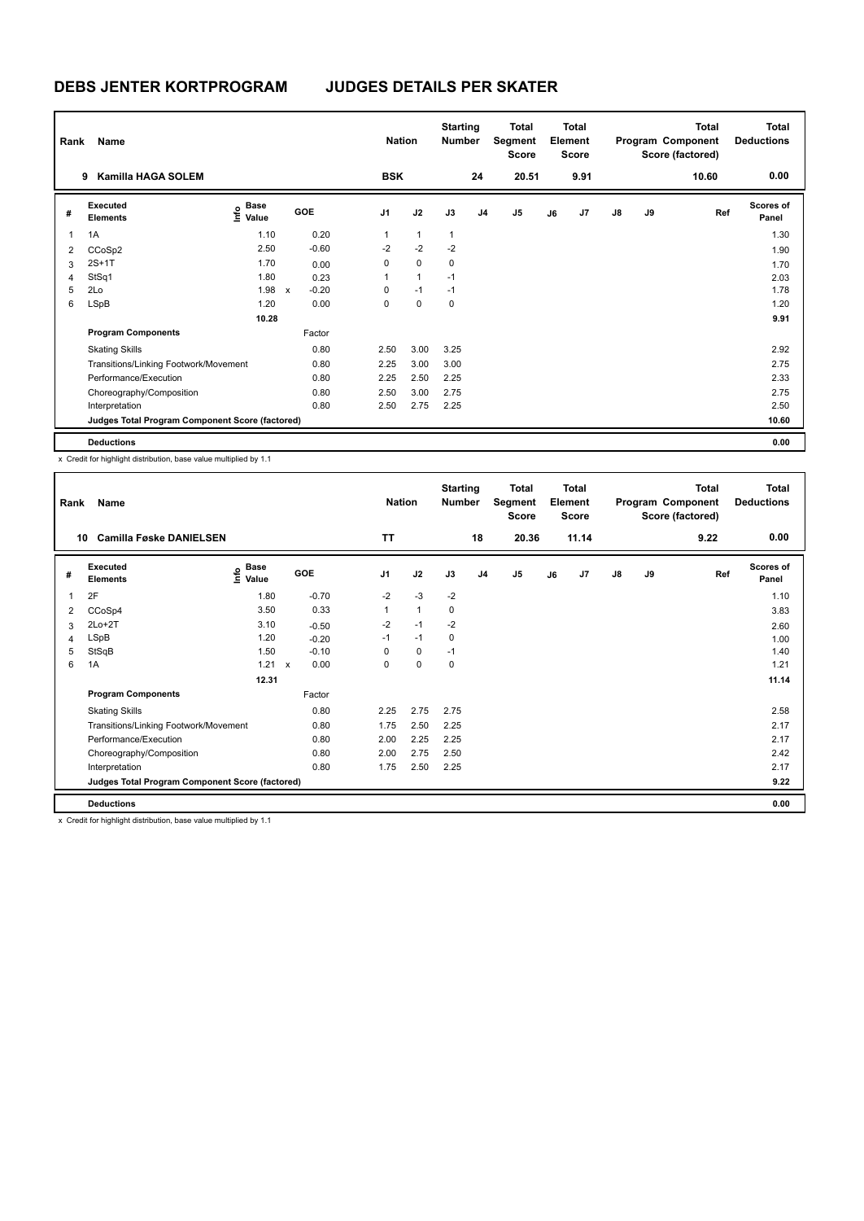# DEBS JENTER KORTPROGRAM JUDGES DETAILS PER SKATER

| Rank | Name | Nation | Starting Number | Total Segment Score | Total Element Score | Total Program Component Score (factored) | Total Deductions |
|---|---|---|---|---|---|---|---|
| 9 | Kamilla HAGA SOLEM | BSK | 24 | 20.51 | 9.91 | 10.60 | 0.00 |

| # | Executed Elements | Info | Base Value | | GOE | J1 | J2 | J3 | J4 | J5 | J6 | J7 | J8 | J9 | Ref | Scores of Panel |
|---|---|---|---|---|---|---|---|---|---|---|---|---|---|---|---|---|
| 1 | 1A | | 1.10 | | 0.20 | 1 | 1 | 1 | | | | | | | | 1.30 |
| 2 | CCoSp2 | | 2.50 | | -0.60 | -2 | -2 | -2 | | | | | | | | 1.90 |
| 3 | 2S+1T | | 1.70 | | 0.00 | 0 | 0 | 0 | | | | | | | | 1.70 |
| 4 | StSq1 | | 1.80 | | 0.23 | 1 | 1 | -1 | | | | | | | | 2.03 |
| 5 | 2Lo | | 1.98 | x | -0.20 | 0 | -1 | -1 | | | | | | | | 1.78 |
| 6 | LSpB | | 1.20 | | 0.00 | 0 | 0 | 0 | | | | | | | | 1.20 |
| | | | 10.28 | | | | | | | | | | | | | 9.91 |
| | **Program Components** | | | | Factor | | | | | | | | | | | |
| | Skating Skills | | | | 0.80 | 2.50 | 3.00 | 3.25 | | | | | | | | 2.92 |
| | Transitions/Linking Footwork/Movement | | | | 0.80 | 2.25 | 3.00 | 3.00 | | | | | | | | 2.75 |
| | Performance/Execution | | | | 0.80 | 2.25 | 2.50 | 2.25 | | | | | | | | 2.33 |
| | Choreography/Composition | | | | 0.80 | 2.50 | 3.00 | 2.75 | | | | | | | | 2.75 |
| | Interpretation | | | | 0.80 | 2.50 | 2.75 | 2.25 | | | | | | | | 2.50 |
| | **Judges Total Program Component Score (factored)** | | | | | | | | | | | | | | | 10.60 |
| | **Deductions** | | | | | | | | | | | | | | | 0.00 |

x Credit for highlight distribution, base value multiplied by 1.1

| Rank | Name | Nation | Starting Number | Total Segment Score | Total Element Score | Total Program Component Score (factored) | Total Deductions |
|---|---|---|---|---|---|---|---|
| 10 | Camilla Føske DANIELSEN | TT | 18 | 20.36 | 11.14 | 9.22 | 0.00 |

| # | Executed Elements | Info | Base Value | | GOE | J1 | J2 | J3 | J4 | J5 | J6 | J7 | J8 | J9 | Ref | Scores of Panel |
|---|---|---|---|---|---|---|---|---|---|---|---|---|---|---|---|---|
| 1 | 2F | | 1.80 | | -0.70 | -2 | -3 | -2 | | | | | | | | 1.10 |
| 2 | CCoSp4 | | 3.50 | | 0.33 | 1 | 1 | 0 | | | | | | | | 3.83 |
| 3 | 2Lo+2T | | 3.10 | | -0.50 | -2 | -1 | -2 | | | | | | | | 2.60 |
| 4 | LSpB | | 1.20 | | -0.20 | -1 | -1 | 0 | | | | | | | | 1.00 |
| 5 | StSqB | | 1.50 | | -0.10 | 0 | 0 | -1 | | | | | | | | 1.40 |
| 6 | 1A | | 1.21 | x | 0.00 | 0 | 0 | 0 | | | | | | | | 1.21 |
| | | | 12.31 | | | | | | | | | | | | | 11.14 |
| | **Program Components** | | | | Factor | | | | | | | | | | | |
| | Skating Skills | | | | 0.80 | 2.25 | 2.75 | 2.75 | | | | | | | | 2.58 |
| | Transitions/Linking Footwork/Movement | | | | 0.80 | 1.75 | 2.50 | 2.25 | | | | | | | | 2.17 |
| | Performance/Execution | | | | 0.80 | 2.00 | 2.25 | 2.25 | | | | | | | | 2.17 |
| | Choreography/Composition | | | | 0.80 | 2.00 | 2.75 | 2.50 | | | | | | | | 2.42 |
| | Interpretation | | | | 0.80 | 1.75 | 2.50 | 2.25 | | | | | | | | 2.17 |
| | **Judges Total Program Component Score (factored)** | | | | | | | | | | | | | | | 9.22 |
| | **Deductions** | | | | | | | | | | | | | | | 0.00 |

x Credit for highlight distribution, base value multiplied by 1.1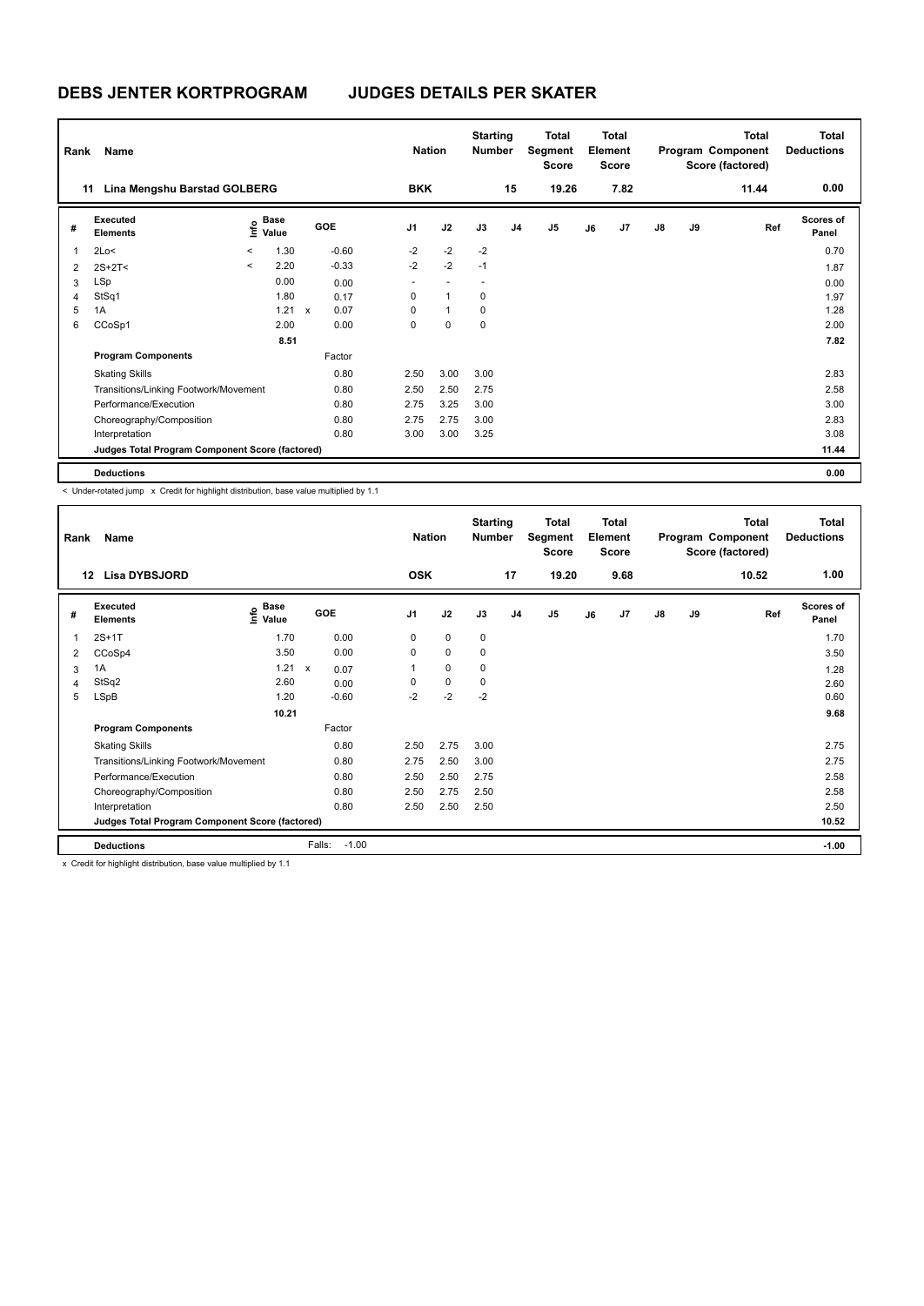# DEBS JENTER KORTPROGRAM JUDGES DETAILS PER SKATER

| Rank | Name | Nation | Starting Number | Total Segment Score | Total Element Score | Total Program Component Score (factored) | Total Deductions |
|---|---|---|---|---|---|---|---|
| 11 | Lina Mengshu Barstad GOLBERG | BKK | 15 | 19.26 | 7.82 | 11.44 | 0.00 |

| # | Executed Elements | Info | Base Value | | GOE | J1 | J2 | J3 | J4 | J5 | J6 | J7 | J8 | J9 | Ref | Scores of Panel |
|---|---|---|---|---|---|---|---|---|---|---|---|---|---|---|---|---|
| 1 | 2Lo< | < | 1.30 | | -0.60 | -2 | -2 | -2 | | | | | | | | 0.70 |
| 2 | 2S+2T< | < | 2.20 | | -0.33 | -2 | -2 | -1 | | | | | | | | 1.87 |
| 3 | LSp | | 0.00 | | 0.00 | - | - | - | | | | | | | | 0.00 |
| 4 | StSq1 | | 1.80 | | 0.17 | 0 | 1 | 0 | | | | | | | | 1.97 |
| 5 | 1A | | 1.21 | x | 0.07 | 0 | 1 | 0 | | | | | | | | 1.28 |
| 6 | CCoSp1 | | 2.00 | | 0.00 | 0 | 0 | 0 | | | | | | | | 2.00 |
| | | | 8.51 | | | | | | | | | | | | | 7.82 |
| | **Program Components** | | | | Factor | | | | | | | | | | | |
| | Skating Skills | | | | 0.80 | 2.50 | 3.00 | 3.00 | | | | | | | | 2.83 |
| | Transitions/Linking Footwork/Movement | | | | 0.80 | 2.50 | 2.50 | 2.75 | | | | | | | | 2.58 |
| | Performance/Execution | | | | 0.80 | 2.75 | 3.25 | 3.00 | | | | | | | | 3.00 |
| | Choreography/Composition | | | | 0.80 | 2.75 | 2.75 | 3.00 | | | | | | | | 2.83 |
| | Interpretation | | | | 0.80 | 3.00 | 3.00 | 3.25 | | | | | | | | 3.08 |
| | **Judges Total Program Component Score (factored)** | | | | | | | | | | | | | | | 11.44 |
| | **Deductions** | | | | | | | | | | | | | | | 0.00 |

< Under-rotated jump x Credit for highlight distribution, base value multiplied by 1.1

| Rank | Name | Nation | Starting Number | Total Segment Score | Total Element Score | Total Program Component Score (factored) | Total Deductions |
|---|---|---|---|---|---|---|---|
| 12 | Lisa DYBSJORD | OSK | 17 | 19.20 | 9.68 | 10.52 | 1.00 |

| # | Executed Elements | Info | Base Value | | GOE | J1 | J2 | J3 | J4 | J5 | J6 | J7 | J8 | J9 | Ref | Scores of Panel |
|---|---|---|---|---|---|---|---|---|---|---|---|---|---|---|---|---|
| 1 | 2S+1T | | 1.70 | | 0.00 | 0 | 0 | 0 | | | | | | | | 1.70 |
| 2 | CCoSp4 | | 3.50 | | 0.00 | 0 | 0 | 0 | | | | | | | | 3.50 |
| 3 | 1A | | 1.21 | x | 0.07 | 1 | 0 | 0 | | | | | | | | 1.28 |
| 4 | StSq2 | | 2.60 | | 0.00 | 0 | 0 | 0 | | | | | | | | 2.60 |
| 5 | LSpB | | 1.20 | | -0.60 | -2 | -2 | -2 | | | | | | | | 0.60 |
| | | | 10.21 | | | | | | | | | | | | | 9.68 |
| | **Program Components** | | | | Factor | | | | | | | | | | | |
| | Skating Skills | | | | 0.80 | 2.50 | 2.75 | 3.00 | | | | | | | | 2.75 |
| | Transitions/Linking Footwork/Movement | | | | 0.80 | 2.75 | 2.50 | 3.00 | | | | | | | | 2.75 |
| | Performance/Execution | | | | 0.80 | 2.50 | 2.50 | 2.75 | | | | | | | | 2.58 |
| | Choreography/Composition | | | | 0.80 | 2.50 | 2.75 | 2.50 | | | | | | | | 2.58 |
| | Interpretation | | | | 0.80 | 2.50 | 2.50 | 2.50 | | | | | | | | 2.50 |
| | **Judges Total Program Component Score (factored)** | | | | | | | | | | | | | | | 10.52 |
| | **Deductions** | | | Falls: | -1.00 | | | | | | | | | | | -1.00 |

x Credit for highlight distribution, base value multiplied by 1.1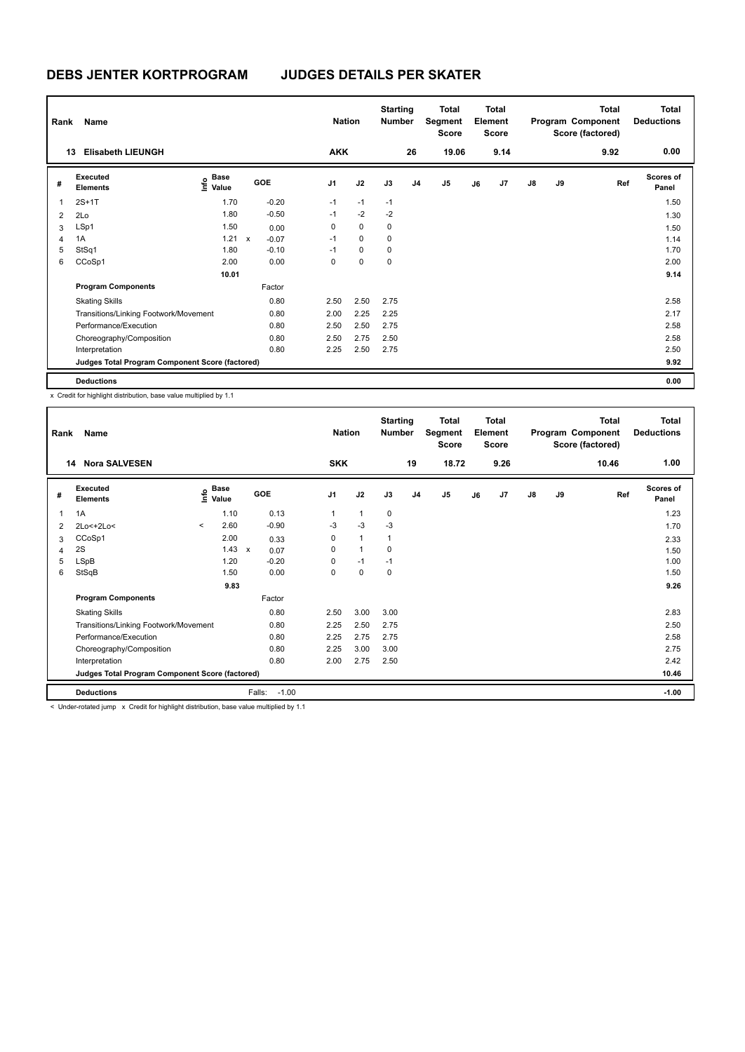# DEBS JENTER KORTPROGRAM JUDGES DETAILS PER SKATER

| Rank | Name | Nation | Starting Number | Total Segment Score | Total Element Score | Total Program Component Score (factored) | Total Deductions |
|---|---|---|---|---|---|---|---|
| 13 | Elisabeth LIEUNGH | AKK | 26 | 19.06 | 9.14 | 9.92 | 0.00 |

| # | Executed Elements | Info | Base Value | | GOE | J1 | J2 | J3 | J4 | J5 | J6 | J7 | J8 | J9 | Ref | Scores of Panel |
|---|---|---|---|---|---|---|---|---|---|---|---|---|---|---|---|---|
| 1 | 2S+1T | | 1.70 | | -0.20 | -1 | -1 | -1 | | | | | | | | 1.50 |
| 2 | 2Lo | | 1.80 | | -0.50 | -1 | -2 | -2 | | | | | | | | 1.30 |
| 3 | LSp1 | | 1.50 | | 0.00 | 0 | 0 | 0 | | | | | | | | 1.50 |
| 4 | 1A | | 1.21 | x | -0.07 | -1 | 0 | 0 | | | | | | | | 1.14 |
| 5 | StSq1 | | 1.80 | | -0.10 | -1 | 0 | 0 | | | | | | | | 1.70 |
| 6 | CCoSp1 | | 2.00 | | 0.00 | 0 | 0 | 0 | | | | | | | | 2.00 |
| | | | 10.01 | | | | | | | | | | | | | 9.14 |
| | **Program Components** | | | | Factor | | | | | | | | | | | |
| | Skating Skills | | | | 0.80 | 2.50 | 2.50 | 2.75 | | | | | | | | 2.58 |
| | Transitions/Linking Footwork/Movement | | | | 0.80 | 2.00 | 2.25 | 2.25 | | | | | | | | 2.17 |
| | Performance/Execution | | | | 0.80 | 2.50 | 2.50 | 2.75 | | | | | | | | 2.58 |
| | Choreography/Composition | | | | 0.80 | 2.50 | 2.75 | 2.50 | | | | | | | | 2.58 |
| | Interpretation | | | | 0.80 | 2.25 | 2.50 | 2.75 | | | | | | | | 2.50 |
| | **Judges Total Program Component Score (factored)** | | | | | | | | | | | | | | | 9.92 |
| | **Deductions** | | | | | | | | | | | | | | | 0.00 |

x Credit for highlight distribution, base value multiplied by 1.1

| Rank | Name | Nation | Starting Number | Total Segment Score | Total Element Score | Total Program Component Score (factored) | Total Deductions |
|---|---|---|---|---|---|---|---|
| 14 | Nora SALVESEN | SKK | 19 | 18.72 | 9.26 | 10.46 | 1.00 |

| # | Executed Elements | Info | Base Value | | GOE | J1 | J2 | J3 | J4 | J5 | J6 | J7 | J8 | J9 | Ref | Scores of Panel |
|---|---|---|---|---|---|---|---|---|---|---|---|---|---|---|---|---|
| 1 | 1A | | 1.10 | | 0.13 | 1 | 1 | 0 | | | | | | | | 1.23 |
| 2 | 2Lo<+2Lo< | < | 2.60 | | -0.90 | -3 | -3 | -3 | | | | | | | | 1.70 |
| 3 | CCoSp1 | | 2.00 | | 0.33 | 0 | 1 | 1 | | | | | | | | 2.33 |
| 4 | 2S | | 1.43 | x | 0.07 | 0 | 1 | 0 | | | | | | | | 1.50 |
| 5 | LSpB | | 1.20 | | -0.20 | 0 | -1 | -1 | | | | | | | | 1.00 |
| 6 | StSqB | | 1.50 | | 0.00 | 0 | 0 | 0 | | | | | | | | 1.50 |
| | | | 9.83 | | | | | | | | | | | | | 9.26 |
| | **Program Components** | | | | Factor | | | | | | | | | | | |
| | Skating Skills | | | | 0.80 | 2.50 | 3.00 | 3.00 | | | | | | | | 2.83 |
| | Transitions/Linking Footwork/Movement | | | | 0.80 | 2.25 | 2.50 | 2.75 | | | | | | | | 2.50 |
| | Performance/Execution | | | | 0.80 | 2.25 | 2.75 | 2.75 | | | | | | | | 2.58 |
| | Choreography/Composition | | | | 0.80 | 2.25 | 3.00 | 3.00 | | | | | | | | 2.75 |
| | Interpretation | | | | 0.80 | 2.00 | 2.75 | 2.50 | | | | | | | | 2.42 |
| | **Judges Total Program Component Score (factored)** | | | | | | | | | | | | | | | 10.46 |
| | **Deductions** | | | Falls: | -1.00 | | | | | | | | | | | -1.00 |

< Under-rotated jump x Credit for highlight distribution, base value multiplied by 1.1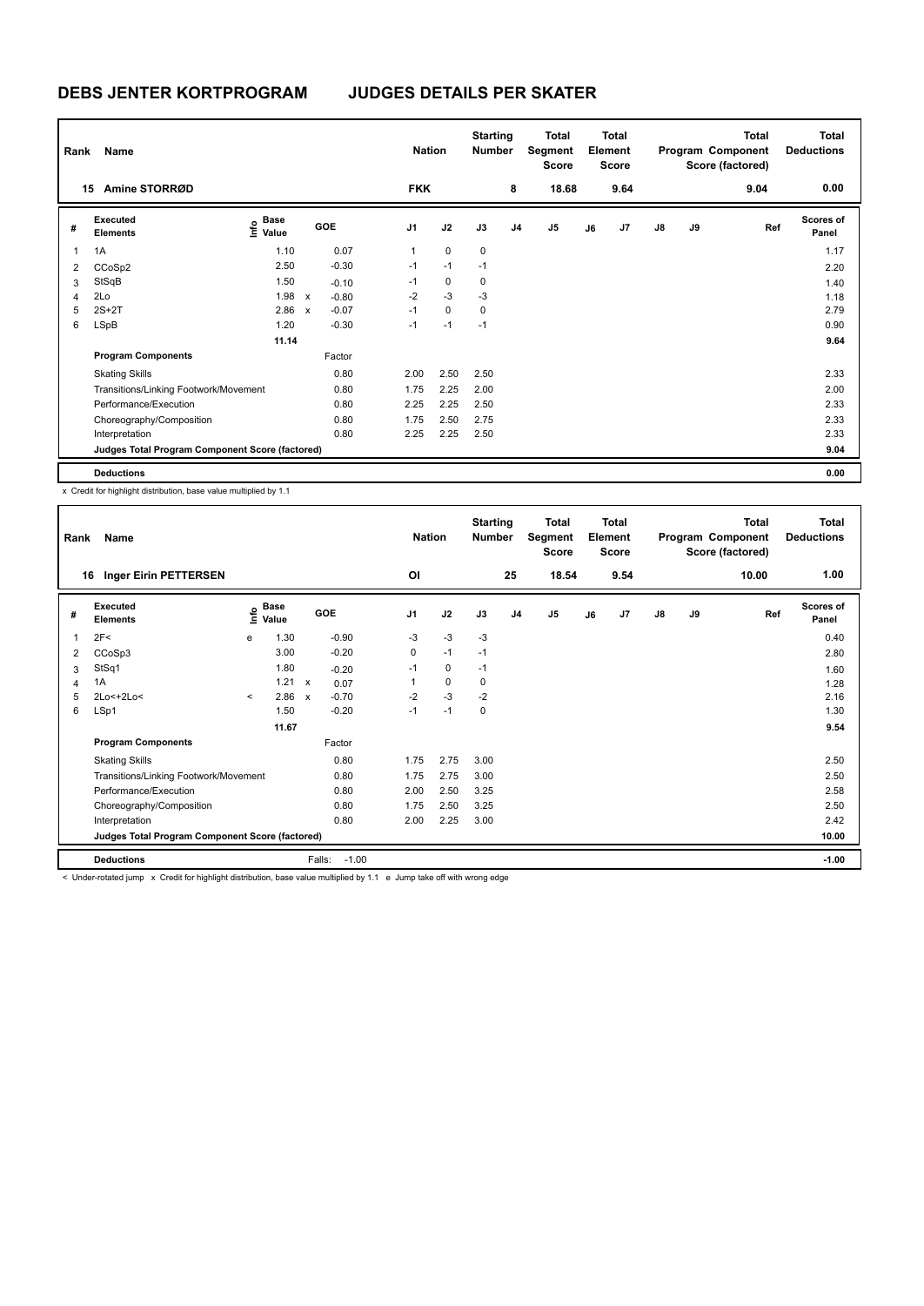## DEBS JENTER KORTPROGRAM JUDGES DETAILS PER SKATER

| Rank | Name | Nation | Starting Number | Total Segment Score | Total Element Score | Total Program Component Score (factored) | Total Deductions |
|---|---|---|---|---|---|---|---|
| 15 | Amine STORRØD | FKK | 8 | 18.68 | 9.64 | 9.04 | 0.00 |

| # | Executed Elements | Info | Base Value | | GOE | J1 | J2 | J3 | J4 | J5 | J6 | J7 | J8 | J9 | Ref | Scores of Panel |
|---|---|---|---|---|---|---|---|---|---|---|---|---|---|---|---|---|
| 1 | 1A | | 1.10 | | 0.07 | 1 | 0 | 0 | | | | | | | | 1.17 |
| 2 | CCoSp2 | | 2.50 | | -0.30 | -1 | -1 | -1 | | | | | | | | 2.20 |
| 3 | StSqB | | 1.50 | | -0.10 | -1 | 0 | 0 | | | | | | | | 1.40 |
| 4 | 2Lo | | 1.98 | x | -0.80 | -2 | -3 | -3 | | | | | | | | 1.18 |
| 5 | 2S+2T | | 2.86 | x | -0.07 | -1 | 0 | 0 | | | | | | | | 2.79 |
| 6 | LSpB | | 1.20 | | -0.30 | -1 | -1 | -1 | | | | | | | | 0.90 |
| | | | 11.14 | | | | | | | | | | | | | 9.64 |
| | **Program Components** | | | | Factor | | | | | | | | | | | |
| | Skating Skills | | | | 0.80 | 2.00 | 2.50 | 2.50 | | | | | | | | 2.33 |
| | Transitions/Linking Footwork/Movement | | | | 0.80 | 1.75 | 2.25 | 2.00 | | | | | | | | 2.00 |
| | Performance/Execution | | | | 0.80 | 2.25 | 2.25 | 2.50 | | | | | | | | 2.33 |
| | Choreography/Composition | | | | 0.80 | 1.75 | 2.50 | 2.75 | | | | | | | | 2.33 |
| | Interpretation | | | | 0.80 | 2.25 | 2.25 | 2.50 | | | | | | | | 2.33 |
| | **Judges Total Program Component Score (factored)** | | | | | | | | | | | | | | | 9.04 |
| | **Deductions** | | | | | | | | | | | | | | | 0.00 |

x Credit for highlight distribution, base value multiplied by 1.1

| Rank | Name | Nation | Starting Number | Total Segment Score | Total Element Score | Total Program Component Score (factored) | Total Deductions |
|---|---|---|---|---|---|---|---|
| 16 | Inger Eirin PETTERSEN | OI | 25 | 18.54 | 9.54 | 10.00 | 1.00 |

| # | Executed Elements | Info | Base Value | | GOE | J1 | J2 | J3 | J4 | J5 | J6 | J7 | J8 | J9 | Ref | Scores of Panel |
|---|---|---|---|---|---|---|---|---|---|---|---|---|---|---|---|---|
| 1 | 2F< | e | 1.30 | | -0.90 | -3 | -3 | -3 | | | | | | | | 0.40 |
| 2 | CCoSp3 | | 3.00 | | -0.20 | 0 | -1 | -1 | | | | | | | | 2.80 |
| 3 | StSq1 | | 1.80 | | -0.20 | -1 | 0 | -1 | | | | | | | | 1.60 |
| 4 | 1A | | 1.21 | x | 0.07 | 1 | 0 | 0 | | | | | | | | 1.28 |
| 5 | 2Lo<+2Lo< | < | 2.86 | x | -0.70 | -2 | -3 | -2 | | | | | | | | 2.16 |
| 6 | LSp1 | | 1.50 | | -0.20 | -1 | -1 | 0 | | | | | | | | 1.30 |
| | | | 11.67 | | | | | | | | | | | | | 9.54 |
| | **Program Components** | | | | Factor | | | | | | | | | | | |
| | Skating Skills | | | | 0.80 | 1.75 | 2.75 | 3.00 | | | | | | | | 2.50 |
| | Transitions/Linking Footwork/Movement | | | | 0.80 | 1.75 | 2.75 | 3.00 | | | | | | | | 2.50 |
| | Performance/Execution | | | | 0.80 | 2.00 | 2.50 | 3.25 | | | | | | | | 2.58 |
| | Choreography/Composition | | | | 0.80 | 1.75 | 2.50 | 3.25 | | | | | | | | 2.50 |
| | Interpretation | | | | 0.80 | 2.00 | 2.25 | 3.00 | | | | | | | | 2.42 |
| | **Judges Total Program Component Score (factored)** | | | | | | | | | | | | | | | 10.00 |
| | **Deductions** | | | Falls: | -1.00 | | | | | | | | | | | -1.00 |

< Under-rotated jump x Credit for highlight distribution, base value multiplied by 1.1 e Jump take off with wrong edge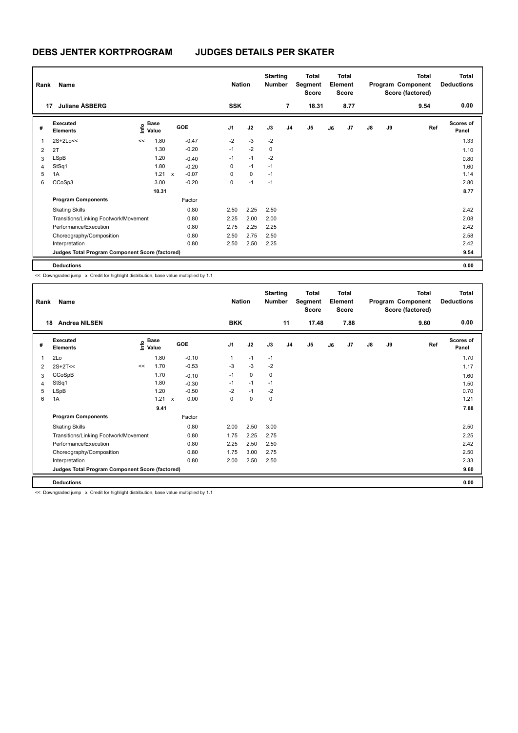# DEBS JENTER KORTPROGRAM JUDGES DETAILS PER SKATER

| Rank | Name | Nation | Starting Number | Total Segment Score | Total Element Score | Total Program Component Score (factored) | Total Deductions |
|---|---|---|---|---|---|---|---|
| 17 | Juliane ÅSBERG | SSK | 7 | 18.31 | 8.77 | 9.54 | 0.00 |

| # | Executed Elements | Info | Base Value | | GOE | J1 | J2 | J3 | J4 | J5 | J6 | J7 | J8 | J9 | Ref | Scores of Panel |
|---|---|---|---|---|---|---|---|---|---|---|---|---|---|---|---|---|
| 1 | 2S+2Lo<< | << | 1.80 | | -0.47 | -2 | -3 | -2 | | | | | | | | 1.33 |
| 2 | 2T | | 1.30 | | -0.20 | -1 | -2 | 0 | | | | | | | | 1.10 |
| 3 | LSpB | | 1.20 | | -0.40 | -1 | -1 | -2 | | | | | | | | 0.80 |
| 4 | StSq1 | | 1.80 | | -0.20 | 0 | -1 | -1 | | | | | | | | 1.60 |
| 5 | 1A | | 1.21 | x | -0.07 | 0 | 0 | -1 | | | | | | | | 1.14 |
| 6 | CCoSp3 | | 3.00 | | -0.20 | 0 | -1 | -1 | | | | | | | | 2.80 |
| | | | 10.31 | | | | | | | | | | | | | 8.77 |
| | **Program Components** | | | | Factor | | | | | | | | | | | |
| | Skating Skills | | | | 0.80 | 2.50 | 2.25 | 2.50 | | | | | | | | 2.42 |
| | Transitions/Linking Footwork/Movement | | | | 0.80 | 2.25 | 2.00 | 2.00 | | | | | | | | 2.08 |
| | Performance/Execution | | | | 0.80 | 2.75 | 2.25 | 2.25 | | | | | | | | 2.42 |
| | Choreography/Composition | | | | 0.80 | 2.50 | 2.75 | 2.50 | | | | | | | | 2.58 |
| | Interpretation | | | | 0.80 | 2.50 | 2.50 | 2.25 | | | | | | | | 2.42 |
| | **Judges Total Program Component Score (factored)** | | | | | | | | | | | | | | | 9.54 |
| | **Deductions** | | | | | | | | | | | | | | | 0.00 |

<< Downgraded jump x Credit for highlight distribution, base value multiplied by 1.1

| Rank | Name | Nation | Starting Number | Total Segment Score | Total Element Score | Total Program Component Score (factored) | Total Deductions |
|---|---|---|---|---|---|---|---|
| 18 | Andrea NILSEN | BKK | 11 | 17.48 | 7.88 | 9.60 | 0.00 |

| # | Executed Elements | Info | Base Value | | GOE | J1 | J2 | J3 | J4 | J5 | J6 | J7 | J8 | J9 | Ref | Scores of Panel |
|---|---|---|---|---|---|---|---|---|---|---|---|---|---|---|---|---|
| 1 | 2Lo | | 1.80 | | -0.10 | 1 | -1 | -1 | | | | | | | | 1.70 |
| 2 | 2S+2T<< | << | 1.70 | | -0.53 | -3 | -3 | -2 | | | | | | | | 1.17 |
| 3 | CCoSpB | | 1.70 | | -0.10 | -1 | 0 | 0 | | | | | | | | 1.60 |
| 4 | StSq1 | | 1.80 | | -0.30 | -1 | -1 | -1 | | | | | | | | 1.50 |
| 5 | LSpB | | 1.20 | | -0.50 | -2 | -1 | -2 | | | | | | | | 0.70 |
| 6 | 1A | | 1.21 | x | 0.00 | 0 | 0 | 0 | | | | | | | | 1.21 |
| | | | 9.41 | | | | | | | | | | | | | 7.88 |
| | **Program Components** | | | | Factor | | | | | | | | | | | |
| | Skating Skills | | | | 0.80 | 2.00 | 2.50 | 3.00 | | | | | | | | 2.50 |
| | Transitions/Linking Footwork/Movement | | | | 0.80 | 1.75 | 2.25 | 2.75 | | | | | | | | 2.25 |
| | Performance/Execution | | | | 0.80 | 2.25 | 2.50 | 2.50 | | | | | | | | 2.42 |
| | Choreography/Composition | | | | 0.80 | 1.75 | 3.00 | 2.75 | | | | | | | | 2.50 |
| | Interpretation | | | | 0.80 | 2.00 | 2.50 | 2.50 | | | | | | | | 2.33 |
| | **Judges Total Program Component Score (factored)** | | | | | | | | | | | | | | | 9.60 |
| | **Deductions** | | | | | | | | | | | | | | | 0.00 |

<< Downgraded jump x Credit for highlight distribution, base value multiplied by 1.1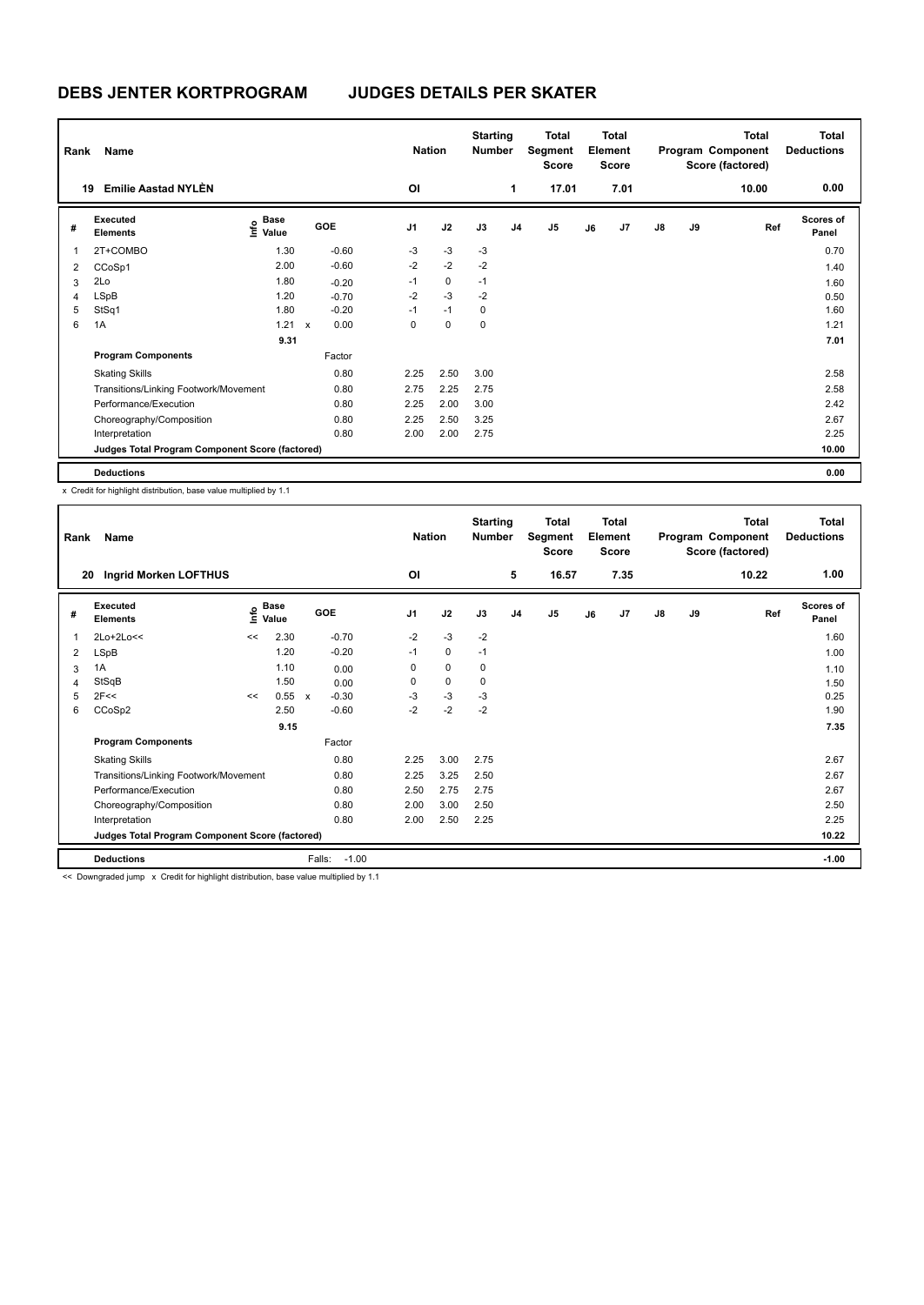# DEBS JENTER KORTPROGRAM    JUDGES DETAILS PER SKATER

| Rank | Name | Nation | Starting Number | Total Segment Score | Total Element Score | Total Program Component Score (factored) | Total Deductions |
|---|---|---|---|---|---|---|---|
| 19 | Emilie Aastad NYLÈN | OI | 1 | 17.01 | 7.01 | 10.00 | 0.00 |

| # | Executed Elements | Info | Base Value | | GOE | J1 | J2 | J3 | J4 | J5 | J6 | J7 | J8 | J9 | Ref | Scores of Panel |
|---|---|---|---|---|---|---|---|---|---|---|---|---|---|---|---|---|
| 1 | 2T+COMBO | | 1.30 | | -0.60 | -3 | -3 | -3 | | | | | | | | 0.70 |
| 2 | CCoSp1 | | 2.00 | | -0.60 | -2 | -2 | -2 | | | | | | | | 1.40 |
| 3 | 2Lo | | 1.80 | | -0.20 | -1 | 0 | -1 | | | | | | | | 1.60 |
| 4 | LSpB | | 1.20 | | -0.70 | -2 | -3 | -2 | | | | | | | | 0.50 |
| 5 | StSq1 | | 1.80 | | -0.20 | -1 | -1 | 0 | | | | | | | | 1.60 |
| 6 | 1A | | 1.21 | x | 0.00 | 0 | 0 | 0 | | | | | | | | 1.21 |
| | | | 9.31 | | | | | | | | | | | | | 7.01 |
| | **Program Components** | | | | Factor | | | | | | | | | | | |
| | Skating Skills | | | | 0.80 | 2.25 | 2.50 | 3.00 | | | | | | | | 2.58 |
| | Transitions/Linking Footwork/Movement | | | | 0.80 | 2.75 | 2.25 | 2.75 | | | | | | | | 2.58 |
| | Performance/Execution | | | | 0.80 | 2.25 | 2.00 | 3.00 | | | | | | | | 2.42 |
| | Choreography/Composition | | | | 0.80 | 2.25 | 2.50 | 3.25 | | | | | | | | 2.67 |
| | Interpretation | | | | 0.80 | 2.00 | 2.00 | 2.75 | | | | | | | | 2.25 |
| | **Judges Total Program Component Score (factored)** | | | | | | | | | | | | | | | 10.00 |
| | **Deductions** | | | | | | | | | | | | | | | 0.00 |

x Credit for highlight distribution, base value multiplied by 1.1

| Rank | Name | Nation | Starting Number | Total Segment Score | Total Element Score | Total Program Component Score (factored) | Total Deductions |
|---|---|---|---|---|---|---|---|
| 20 | Ingrid Morken LOFTHUS | OI | 5 | 16.57 | 7.35 | 10.22 | 1.00 |

| # | Executed Elements | Info | Base Value | | GOE | J1 | J2 | J3 | J4 | J5 | J6 | J7 | J8 | J9 | Ref | Scores of Panel |
|---|---|---|---|---|---|---|---|---|---|---|---|---|---|---|---|---|
| 1 | 2Lo+2Lo<< | << | 2.30 | | -0.70 | -2 | -3 | -2 | | | | | | | | 1.60 |
| 2 | LSpB | | 1.20 | | -0.20 | -1 | 0 | -1 | | | | | | | | 1.00 |
| 3 | 1A | | 1.10 | | 0.00 | 0 | 0 | 0 | | | | | | | | 1.10 |
| 4 | StSqB | | 1.50 | | 0.00 | 0 | 0 | 0 | | | | | | | | 1.50 |
| 5 | 2F<< | << | 0.55 | x | -0.30 | -3 | -3 | -3 | | | | | | | | 0.25 |
| 6 | CCoSp2 | | 2.50 | | -0.60 | -2 | -2 | -2 | | | | | | | | 1.90 |
| | | | 9.15 | | | | | | | | | | | | | 7.35 |
| | **Program Components** | | | | Factor | | | | | | | | | | | |
| | Skating Skills | | | | 0.80 | 2.25 | 3.00 | 2.75 | | | | | | | | 2.67 |
| | Transitions/Linking Footwork/Movement | | | | 0.80 | 2.25 | 3.25 | 2.50 | | | | | | | | 2.67 |
| | Performance/Execution | | | | 0.80 | 2.50 | 2.75 | 2.75 | | | | | | | | 2.67 |
| | Choreography/Composition | | | | 0.80 | 2.00 | 3.00 | 2.50 | | | | | | | | 2.50 |
| | Interpretation | | | | 0.80 | 2.00 | 2.50 | 2.25 | | | | | | | | 2.25 |
| | **Judges Total Program Component Score (factored)** | | | | | | | | | | | | | | | 10.22 |
| | **Deductions** | | | | Falls: -1.00 | | | | | | | | | | | -1.00 |

<< Downgraded jump x Credit for highlight distribution, base value multiplied by 1.1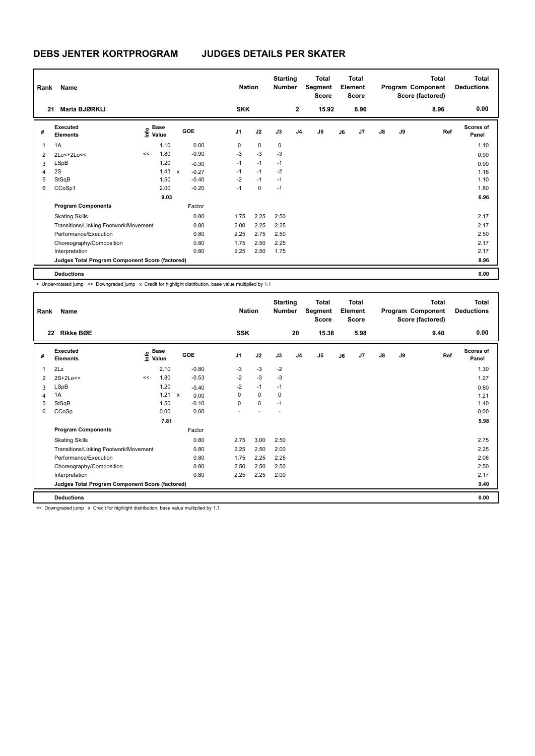# DEBS JENTER KORTPROGRAM JUDGES DETAILS PER SKATER

| Rank | Name | Nation | Starting Number | Total Segment Score | Total Element Score | Total Program Component Score (factored) | Total Deductions |
|---|---|---|---|---|---|---|---|
| 21 | Maria BJØRKLI | SKK | 2 | 15.92 | 6.96 | 8.96 | 0.00 |

| # | Executed Elements | Info | Base Value | | GOE | J1 | J2 | J3 | J4 | J5 | J6 | J7 | J8 | J9 | Ref | Scores of Panel |
|---|---|---|---|---|---|---|---|---|---|---|---|---|---|---|---|---|
| 1 | 1A | | 1.10 | | 0.00 | 0 | 0 | 0 | | | | | | | | 1.10 |
| 2 | 2Lo<+2Lo<< | << | 1.80 | | -0.90 | -3 | -3 | -3 | | | | | | | | 0.90 |
| 3 | LSpB | | 1.20 | | -0.30 | -1 | -1 | -1 | | | | | | | | 0.90 |
| 4 | 2S | | 1.43 | x | -0.27 | -1 | -1 | -2 | | | | | | | | 1.16 |
| 5 | StSqB | | 1.50 | | -0.40 | -2 | -1 | -1 | | | | | | | | 1.10 |
| 6 | CCoSp1 | | 2.00 | | -0.20 | -1 | 0 | -1 | | | | | | | | 1.80 |
| | | | 9.03 | | | | | | | | | | | | | 6.96 |
| | **Program Components** | | | | Factor | | | | | | | | | | | |
| | Skating Skills | | | | 0.80 | 1.75 | 2.25 | 2.50 | | | | | | | | 2.17 |
| | Transitions/Linking Footwork/Movement | | | | 0.80 | 2.00 | 2.25 | 2.25 | | | | | | | | 2.17 |
| | Performance/Execution | | | | 0.80 | 2.25 | 2.75 | 2.50 | | | | | | | | 2.50 |
| | Choreography/Composition | | | | 0.80 | 1.75 | 2.50 | 2.25 | | | | | | | | 2.17 |
| | Interpretation | | | | 0.80 | 2.25 | 2.50 | 1.75 | | | | | | | | 2.17 |
| | **Judges Total Program Component Score (factored)** | | | | | | | | | | | | | | | 8.96 |
| | **Deductions** | | | | | | | | | | | | | | | 0.00 |

< Under-rotated jump << Downgraded jump x Credit for highlight distribution, base value multiplied by 1.1

| Rank | Name | Nation | Starting Number | Total Segment Score | Total Element Score | Total Program Component Score (factored) | Total Deductions |
|---|---|---|---|---|---|---|---|
| 22 | Rikke BØE | SSK | 20 | 15.38 | 5.98 | 9.40 | 0.00 |

| # | Executed Elements | Info | Base Value | | GOE | J1 | J2 | J3 | J4 | J5 | J6 | J7 | J8 | J9 | Ref | Scores of Panel |
|---|---|---|---|---|---|---|---|---|---|---|---|---|---|---|---|---|
| 1 | 2Lz | | 2.10 | | -0.80 | -3 | -3 | -2 | | | | | | | | 1.30 |
| 2 | 2S+2Lo<< | << | 1.80 | | -0.53 | -2 | -3 | -3 | | | | | | | | 1.27 |
| 3 | LSpB | | 1.20 | | -0.40 | -2 | -1 | -1 | | | | | | | | 0.80 |
| 4 | 1A | | 1.21 | x | 0.00 | 0 | 0 | 0 | | | | | | | | 1.21 |
| 5 | StSqB | | 1.50 | | -0.10 | 0 | 0 | -1 | | | | | | | | 1.40 |
| 6 | CCoSp | | 0.00 | | 0.00 | - | - | - | | | | | | | | 0.00 |
| | | | 7.81 | | | | | | | | | | | | | 5.98 |
| | **Program Components** | | | | Factor | | | | | | | | | | | |
| | Skating Skills | | | | 0.80 | 2.75 | 3.00 | 2.50 | | | | | | | | 2.75 |
| | Transitions/Linking Footwork/Movement | | | | 0.80 | 2.25 | 2.50 | 2.00 | | | | | | | | 2.25 |
| | Performance/Execution | | | | 0.80 | 1.75 | 2.25 | 2.25 | | | | | | | | 2.08 |
| | Choreography/Composition | | | | 0.80 | 2.50 | 2.50 | 2.50 | | | | | | | | 2.50 |
| | Interpretation | | | | 0.80 | 2.25 | 2.25 | 2.00 | | | | | | | | 2.17 |
| | **Judges Total Program Component Score (factored)** | | | | | | | | | | | | | | | 9.40 |
| | **Deductions** | | | | | | | | | | | | | | | 0.00 |

<< Downgraded jump x Credit for highlight distribution, base value multiplied by 1.1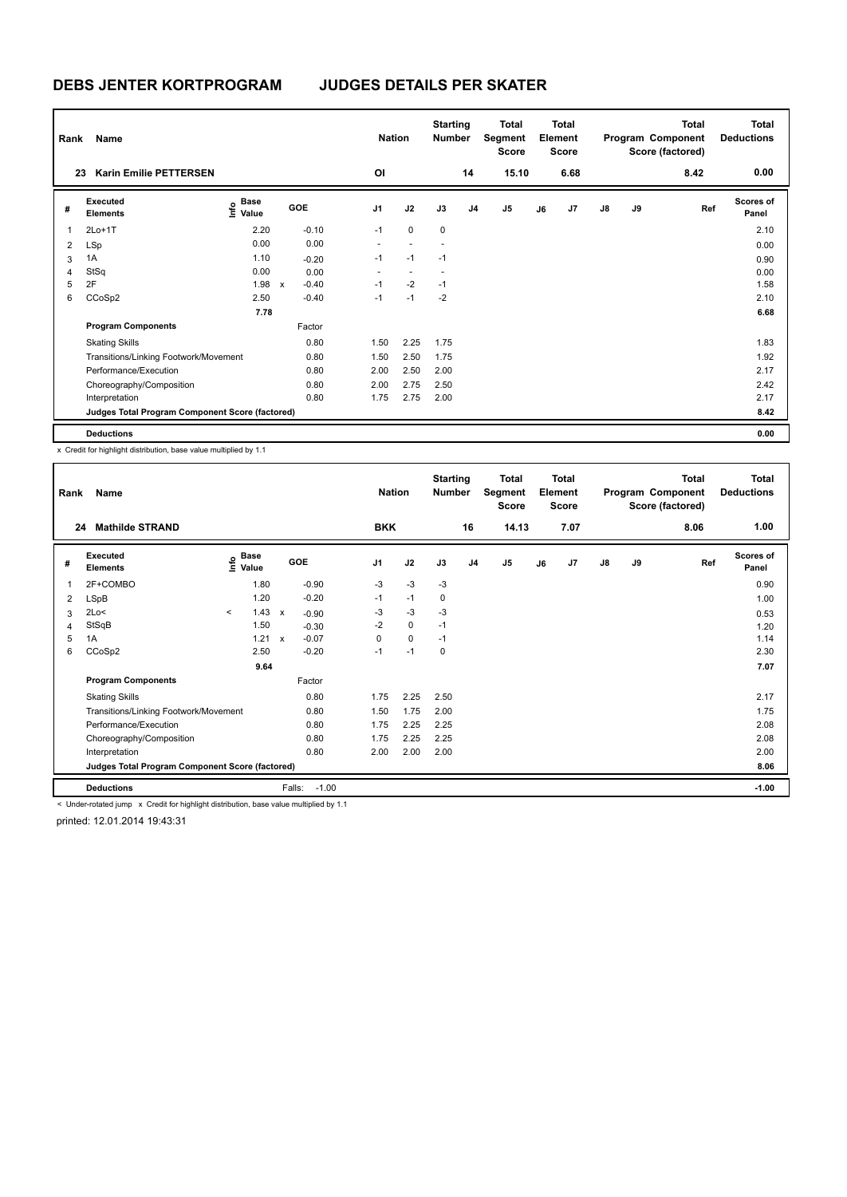# DEBS JENTER KORTPROGRAM    JUDGES DETAILS PER SKATER

| Rank | Name | Nation | Starting Number | Total Segment Score | Total Element Score | Total Program Component Score (factored) | Total Deductions |
|---|---|---|---|---|---|---|---|
| 23 | Karin Emilie PETTERSEN | OI | 14 | 15.10 | 6.68 | 8.42 | 0.00 |

| # | Executed Elements | Info | Base Value | | GOE | J1 | J2 | J3 | J4 | J5 | J6 | J7 | J8 | J9 | Ref | Scores of Panel |
|---|---|---|---|---|---|---|---|---|---|---|---|---|---|---|---|---|
| 1 | 2Lo+1T | | 2.20 | | -0.10 | -1 | 0 | 0 | | | | | | | | 2.10 |
| 2 | LSp | | 0.00 | | 0.00 | - | - | - | | | | | | | | 0.00 |
| 3 | 1A | | 1.10 | | -0.20 | -1 | -1 | -1 | | | | | | | | 0.90 |
| 4 | StSq | | 0.00 | | 0.00 | - | - | - | | | | | | | | 0.00 |
| 5 | 2F | | 1.98 | x | -0.40 | -1 | -2 | -1 | | | | | | | | 1.58 |
| 6 | CCoSp2 | | 2.50 | | -0.40 | -1 | -1 | -2 | | | | | | | | 2.10 |
| | | | 7.78 | | | | | | | | | | | | | 6.68 |
| | **Program Components** | | | | Factor | | | | | | | | | | | |
| | Skating Skills | | | | 0.80 | 1.50 | 2.25 | 1.75 | | | | | | | | 1.83 |
| | Transitions/Linking Footwork/Movement | | | | 0.80 | 1.50 | 2.50 | 1.75 | | | | | | | | 1.92 |
| | Performance/Execution | | | | 0.80 | 2.00 | 2.50 | 2.00 | | | | | | | | 2.17 |
| | Choreography/Composition | | | | 0.80 | 2.00 | 2.75 | 2.50 | | | | | | | | 2.42 |
| | Interpretation | | | | 0.80 | 1.75 | 2.75 | 2.00 | | | | | | | | 2.17 |
| | **Judges Total Program Component Score (factored)** | | | | | | | | | | | | | | | 8.42 |
| | **Deductions** | | | | | | | | | | | | | | | 0.00 |

x Credit for highlight distribution, base value multiplied by 1.1

| Rank | Name | Nation | Starting Number | Total Segment Score | Total Element Score | Total Program Component Score (factored) | Total Deductions |
|---|---|---|---|---|---|---|---|
| 24 | Mathilde STRAND | BKK | 16 | 14.13 | 7.07 | 8.06 | 1.00 |

| # | Executed Elements | Info | Base Value | | GOE | J1 | J2 | J3 | J4 | J5 | J6 | J7 | J8 | J9 | Ref | Scores of Panel |
|---|---|---|---|---|---|---|---|---|---|---|---|---|---|---|---|---|
| 1 | 2F+COMBO | | 1.80 | | -0.90 | -3 | -3 | -3 | | | | | | | | 0.90 |
| 2 | LSpB | | 1.20 | | -0.20 | -1 | -1 | 0 | | | | | | | | 1.00 |
| 3 | 2Lo< | < | 1.43 | x | -0.90 | -3 | -3 | -3 | | | | | | | | 0.53 |
| 4 | StSqB | | 1.50 | | -0.30 | -2 | 0 | -1 | | | | | | | | 1.20 |
| 5 | 1A | | 1.21 | x | -0.07 | 0 | 0 | -1 | | | | | | | | 1.14 |
| 6 | CCoSp2 | | 2.50 | | -0.20 | -1 | -1 | 0 | | | | | | | | 2.30 |
| | | | 9.64 | | | | | | | | | | | | | 7.07 |
| | **Program Components** | | | | Factor | | | | | | | | | | | |
| | Skating Skills | | | | 0.80 | 1.75 | 2.25 | 2.50 | | | | | | | | 2.17 |
| | Transitions/Linking Footwork/Movement | | | | 0.80 | 1.50 | 1.75 | 2.00 | | | | | | | | 1.75 |
| | Performance/Execution | | | | 0.80 | 1.75 | 2.25 | 2.25 | | | | | | | | 2.08 |
| | Choreography/Composition | | | | 0.80 | 1.75 | 2.25 | 2.25 | | | | | | | | 2.08 |
| | Interpretation | | | | 0.80 | 2.00 | 2.00 | 2.00 | | | | | | | | 2.00 |
| | **Judges Total Program Component Score (factored)** | | | | | | | | | | | | | | | 8.06 |
| | **Deductions** | | | | Falls: -1.00 | | | | | | | | | | | -1.00 |

< Under-rotated jump x Credit for highlight distribution, base value multiplied by 1.1

printed: 12.01.2014 19:43:31